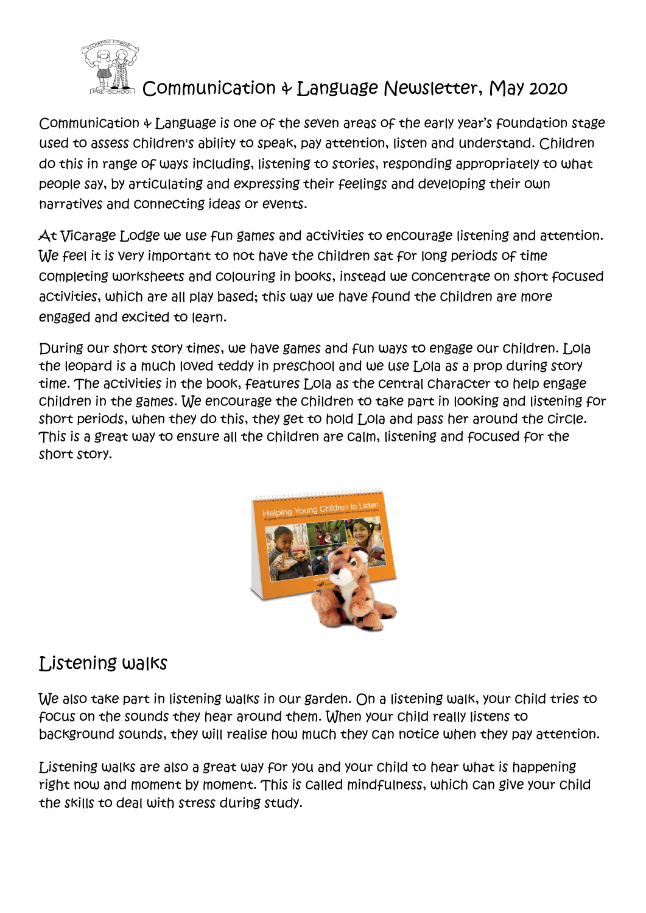# Communication & Language Newsletter, May 2020

Communication & Language is one of the seven areas of the early year's foundation stage used to assess children's ability to speak, pay attention, listen and understand. Children do this in range of ways including, listening to stories, responding appropriately to what people say, by articulating and expressing their feelings and developing their own narratives and connecting ideas or events.

At Vicarage Lodge we use fun games and activities to encourage listening and attention. We feel it is very important to not have the children sat for long periods of time completing worksheets and colouring in books, instead we concentrate on short focused activities, which are all play based; this way we have found the children are more engaged and excited to learn.

During our short story times, we have games and fun ways to engage our children. Lola the leopard is a much loved teddy in preschool and we use Lola as a prop during story time. The activities in the book, features Lola as the central character to help engage children in the games. We encourage the children to take part in looking and listening for short periods, when they do this, they get to hold Lola and pass her around the circle. This is a great way to ensure all the children are calm, listening and focused for the short story.

## Listening walks

We also take part in listening walks in our garden. On a listening walk, your child tries to focus on the sounds they hear around them. When your child really listens to background sounds, they will realise how much they can notice when they pay attention.

Listening walks are also a great way for you and your child to hear what is happening right now and moment by moment. This is called mindfulness, which can give your child the skills to deal with stress during study.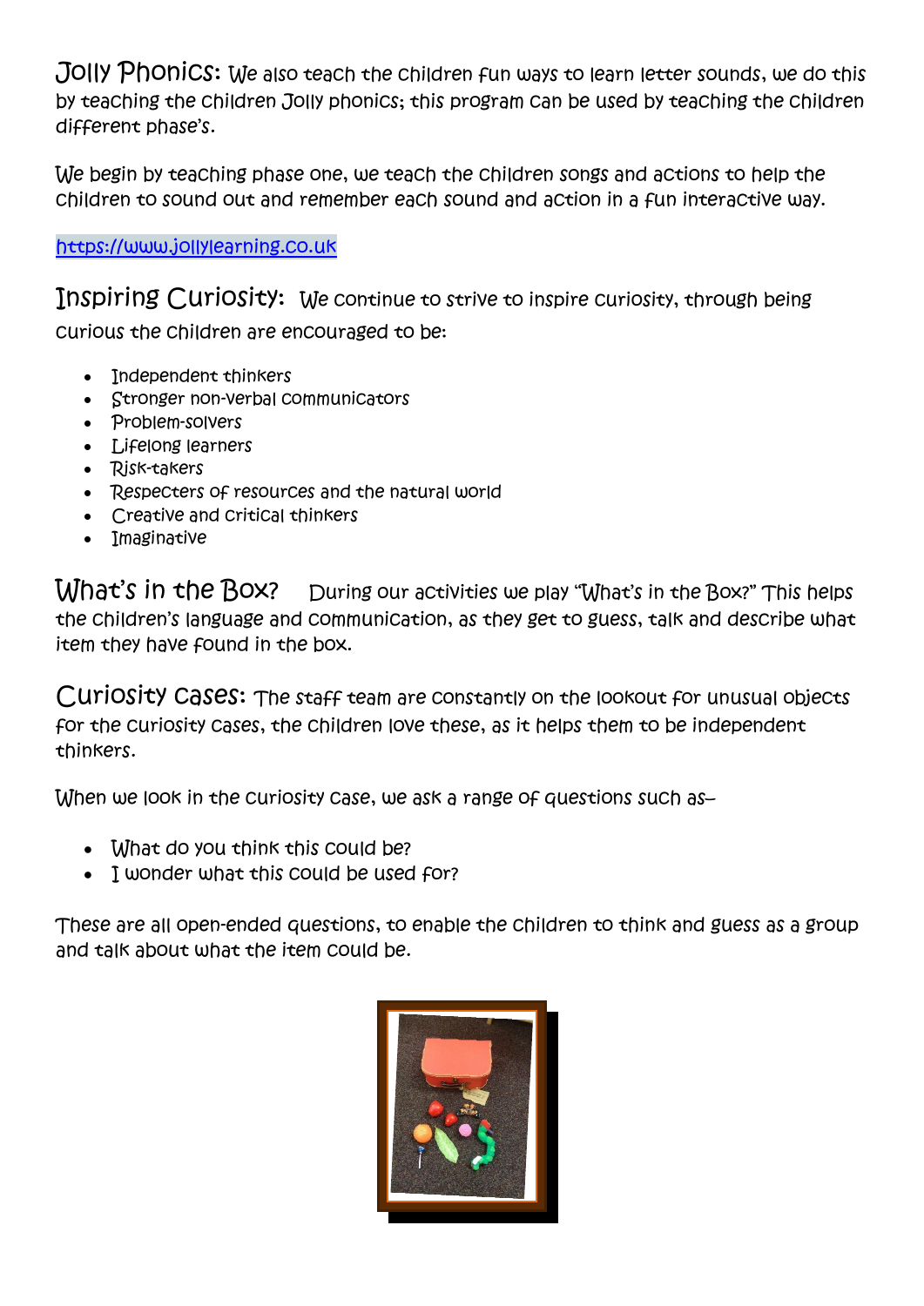**Jolly Phonics:** We also teach the children fun ways to learn letter sounds, we do this by teaching the children Jolly phonics; this program can be used by teaching the children different phase's.

We begin by teaching phase one, we teach the children songs and actions to help the children to sound out and remember each sound and action in a fun interactive way.

https://www.jollylearning.co.uk

**Inspiring Curiosity:** We continue to strive to inspire curiosity, through being curious the children are encouraged to be:

- Independent thinkers
- Stronger non-verbal communicators
- Problem-solvers
- Lifelong learners
- Risk-takers
- Respecters of resources and the natural world
- Creative and critical thinkers
- Imaginative

**What's in the Box?** During our activities we play "What's in the Box?" This helps the children's language and communication, as they get to guess, talk and describe what item they have found in the box.

**Curiosity Cases:** The staff team are constantly on the lookout for unusual objects for the curiosity cases, the children love these, as it helps them to be independent thinkers.

When we look in the curiosity case, we ask a range of questions such as–

- What do you think this could be?
- I wonder what this could be used for?

These are all open-ended questions, to enable the children to think and guess as a group and talk about what the item could be.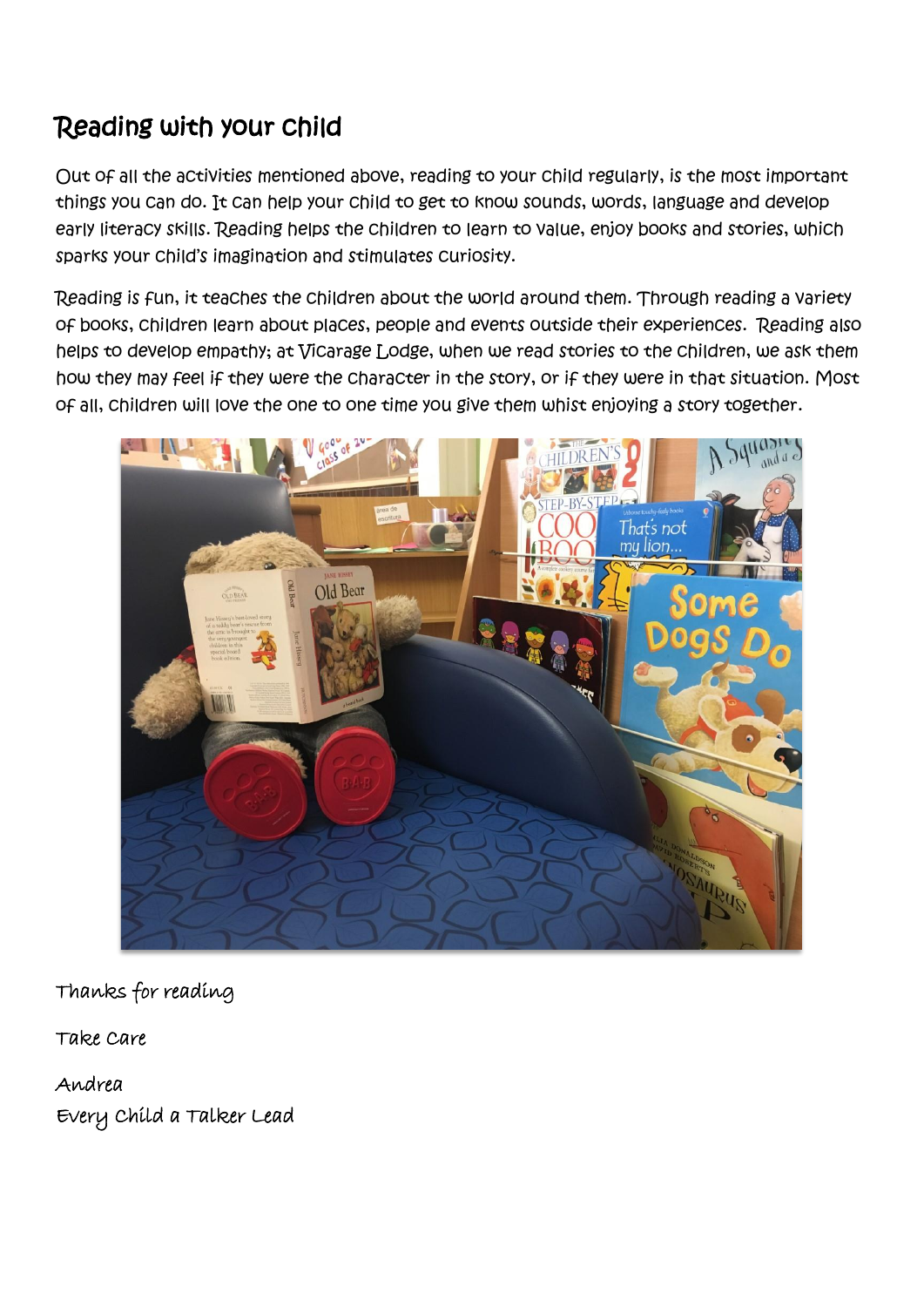## Reading with your child

Out of all the activities mentioned above, reading to your child regularly, is the most important things you can do. It can help your child to get to know sounds, words, language and develop early literacy skills. Reading helps the children to learn to value, enjoy books and stories, which sparks your child's imagination and stimulates curiosity.

Reading is fun, it teaches the children about the world around them. Through reading a variety of books, children learn about places, people and events outside their experiences. Reading also helps to develop empathy; at Vicarage Lodge, when we read stories to the children, we ask them how they may feel if they were the character in the story, or if they were in that situation. Most of all, children will love the one to one time you give them whist enjoying a story together.

Thanks for reading

Take Care

Andrea
Every Child a Talker Lead